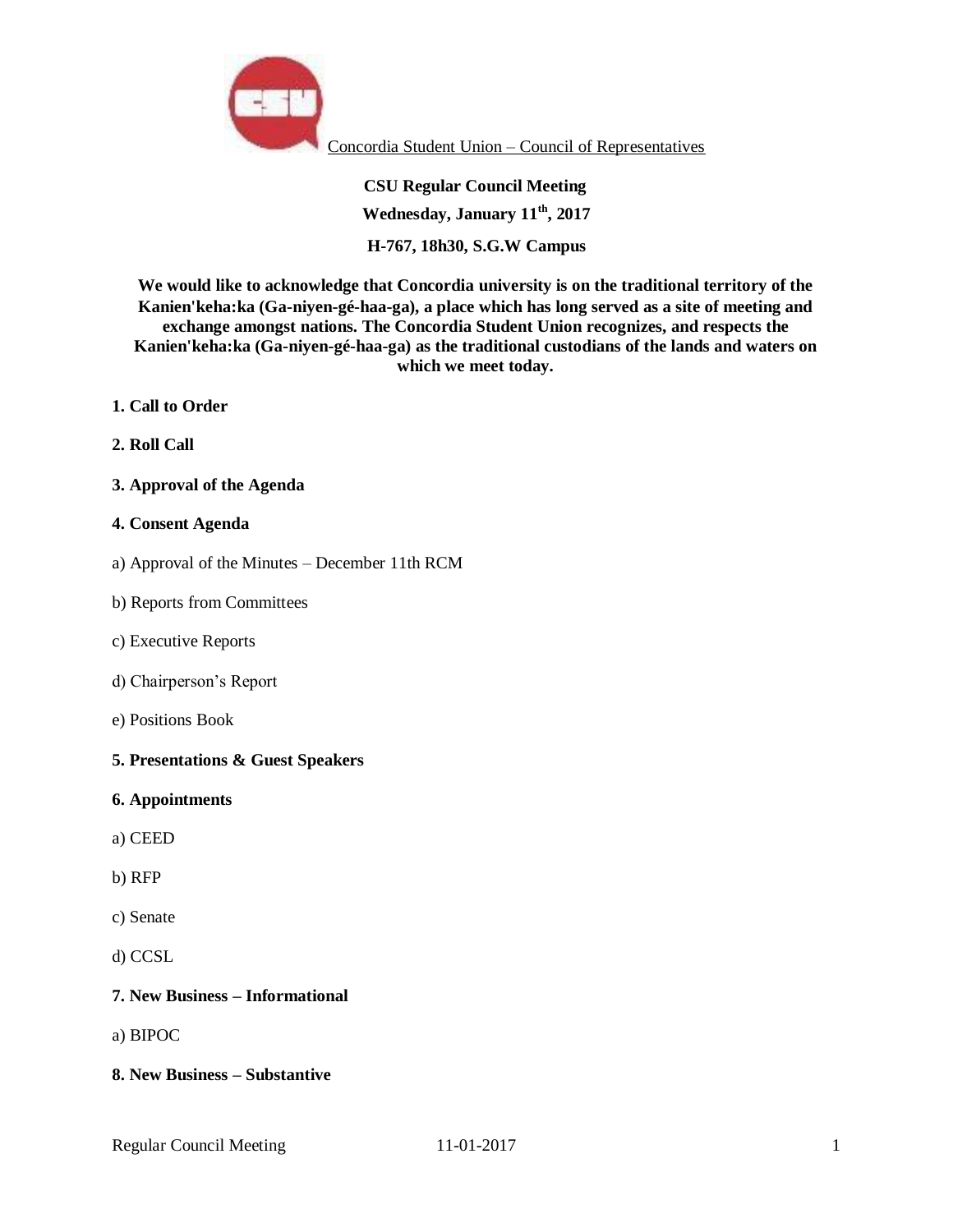Concordia Student Union – Council of Representatives

**CSU Regular Council Meeting**

**Wednesday, January 11th, 2017**

**H-767, 18h30, S.G.W Campus**

**We would like to acknowledge that Concordia university is on the traditional territory of the Kanien'keha:ka (Ga-niyen-gé-haa-ga), a place which has long served as a site of meeting and exchange amongst nations. The Concordia Student Union recognizes, and respects the Kanien'keha:ka (Ga-niyen-gé-haa-ga) as the traditional custodians of the lands and waters on which we meet today.**

**1. Call to Order**

**2. Roll Call**

**3. Approval of the Agenda**

**4. Consent Agenda**

a) Approval of the Minutes – December 11th RCM

b) Reports from Committees

c) Executive Reports

d) Chairperson's Report

e) Positions Book

**5. Presentations & Guest Speakers**

**6. Appointments**

a) CEED

b) RFP

c) Senate

d) CCSL

**7. New Business – Informational**

a) BIPOC

**8. New Business – Substantive**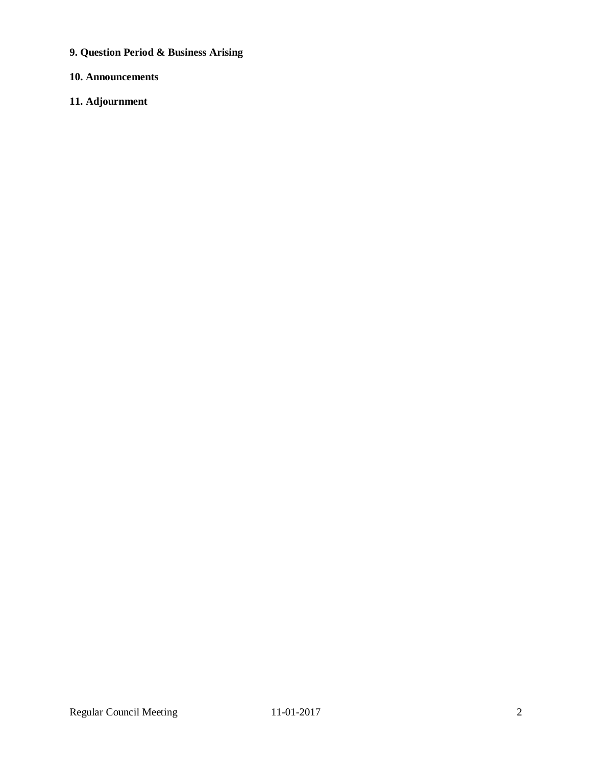**9. Question Period & Business Arising**

**10. Announcements**

**11. Adjournment**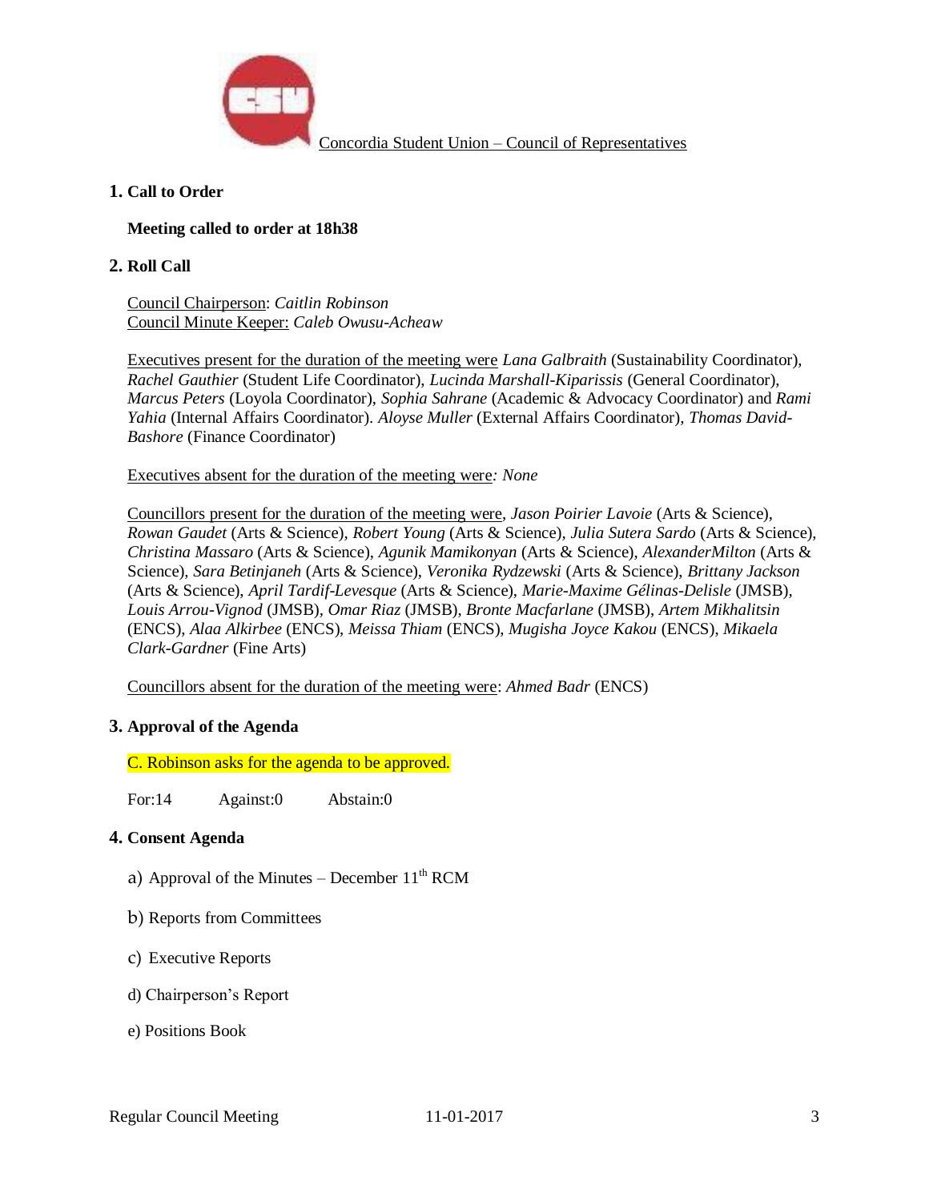Concordia Student Union – Council of Representatives

## 1. Call to Order

**Meeting called to order at 18h38**

## 2. Roll Call

Council Chairperson: *Caitlin Robinson*
Council Minute Keeper: *Caleb Owusu-Acheaw*

Executives present for the duration of the meeting were *Lana Galbraith* (Sustainability Coordinator), *Rachel Gauthier* (Student Life Coordinator), *Lucinda Marshall-Kiparissis* (General Coordinator), *Marcus Peters* (Loyola Coordinator), *Sophia Sahrane* (Academic & Advocacy Coordinator) and *Rami Yahia* (Internal Affairs Coordinator). *Aloyse Muller* (External Affairs Coordinator), *Thomas David-Bashore* (Finance Coordinator)

Executives absent for the duration of the meeting were*: None*

Councillors present for the duration of the meeting were, *Jason Poirier Lavoie* (Arts & Science), *Rowan Gaudet* (Arts & Science), *Robert Young* (Arts & Science), *Julia Sutera Sardo* (Arts & Science), *Christina Massaro* (Arts & Science), *Agunik Mamikonyan* (Arts & Science), *AlexanderMilton* (Arts & Science), *Sara Betinjaneh* (Arts & Science), *Veronika Rydzewski* (Arts & Science), *Brittany Jackson* (Arts & Science), *April Tardif-Levesque* (Arts & Science), *Marie-Maxime Gélinas-Delisle* (JMSB), *Louis Arrou-Vignod* (JMSB), *Omar Riaz* (JMSB), *Bronte Macfarlane* (JMSB), *Artem Mikhalitsin* (ENCS), *Alaa Alkirbee* (ENCS), *Meissa Thiam* (ENCS), *Mugisha Joyce Kakou* (ENCS), *Mikaela Clark-Gardner* (Fine Arts)

Councillors absent for the duration of the meeting were: *Ahmed Badr* (ENCS)

## 3. Approval of the Agenda

C. Robinson asks for the agenda to be approved.

For:14 Against:0 Abstain:0

## 4. Consent Agenda

a) Approval of the Minutes – December 11th RCM

b) Reports from Committees

c) Executive Reports

d) Chairperson's Report

e) Positions Book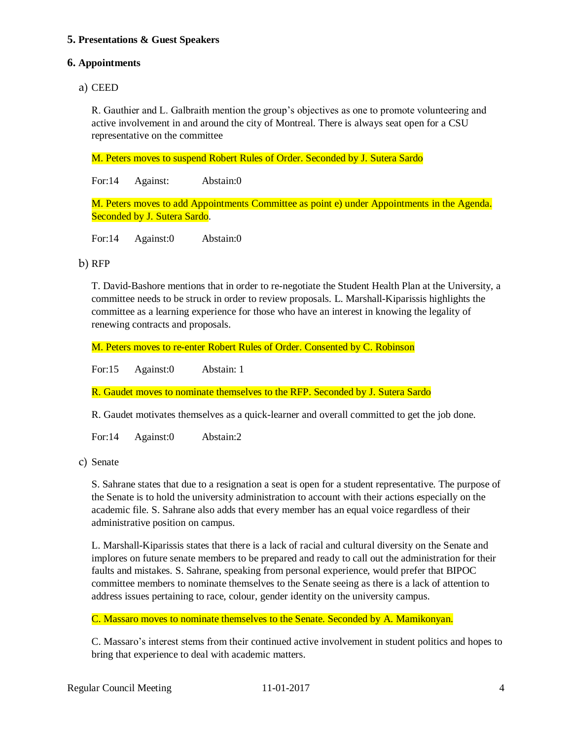**5. Presentations & Guest Speakers**

**6. Appointments**

a) CEED

R. Gauthier and L. Galbraith mention the group's objectives as one to promote volunteering and active involvement in and around the city of Montreal. There is always seat open for a CSU representative on the committee

M. Peters moves to suspend Robert Rules of Order. Seconded by J. Sutera Sardo

For:14 Against: Abstain:0

M. Peters moves to add Appointments Committee as point e) under Appointments in the Agenda. Seconded by J. Sutera Sardo.

For:14 Against:0 Abstain:0

b) RFP

T. David-Bashore mentions that in order to re-negotiate the Student Health Plan at the University, a committee needs to be struck in order to review proposals. L. Marshall-Kiparissis highlights the committee as a learning experience for those who have an interest in knowing the legality of renewing contracts and proposals.

M. Peters moves to re-enter Robert Rules of Order. Consented by C. Robinson

For:15 Against:0 Abstain: 1

R. Gaudet moves to nominate themselves to the RFP. Seconded by J. Sutera Sardo

R. Gaudet motivates themselves as a quick-learner and overall committed to get the job done.

For:14 Against:0 Abstain:2

c) Senate

S. Sahrane states that due to a resignation a seat is open for a student representative. The purpose of the Senate is to hold the university administration to account with their actions especially on the academic file. S. Sahrane also adds that every member has an equal voice regardless of their administrative position on campus.

L. Marshall-Kiparissis states that there is a lack of racial and cultural diversity on the Senate and implores on future senate members to be prepared and ready to call out the administration for their faults and mistakes. S. Sahrane, speaking from personal experience, would prefer that BIPOC committee members to nominate themselves to the Senate seeing as there is a lack of attention to address issues pertaining to race, colour, gender identity on the university campus.

C. Massaro moves to nominate themselves to the Senate. Seconded by A. Mamikonyan.

C. Massaro's interest stems from their continued active involvement in student politics and hopes to bring that experience to deal with academic matters.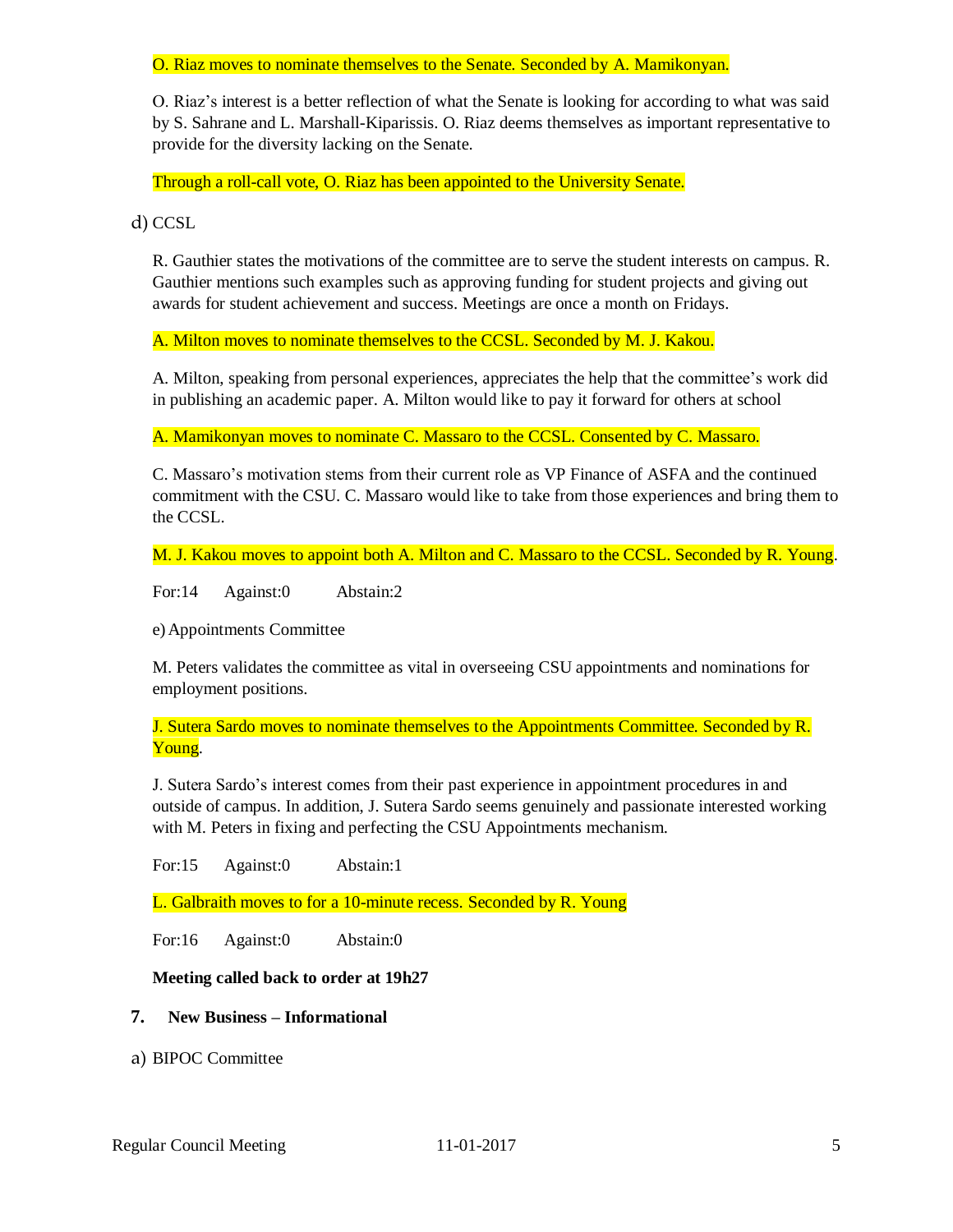O. Riaz moves to nominate themselves to the Senate. Seconded by A. Mamikonyan.

O. Riaz's interest is a better reflection of what the Senate is looking for according to what was said by S. Sahrane and L. Marshall-Kiparissis. O. Riaz deems themselves as important representative to provide for the diversity lacking on the Senate.

Through a roll-call vote, O. Riaz has been appointed to the University Senate.

d) CCSL

R. Gauthier states the motivations of the committee are to serve the student interests on campus. R. Gauthier mentions such examples such as approving funding for student projects and giving out awards for student achievement and success. Meetings are once a month on Fridays.

A. Milton moves to nominate themselves to the CCSL. Seconded by M. J. Kakou.

A. Milton, speaking from personal experiences, appreciates the help that the committee's work did in publishing an academic paper. A. Milton would like to pay it forward for others at school

A. Mamikonyan moves to nominate C. Massaro to the CCSL. Consented by C. Massaro.

C. Massaro's motivation stems from their current role as VP Finance of ASFA and the continued commitment with the CSU. C. Massaro would like to take from those experiences and bring them to the CCSL.

M. J. Kakou moves to appoint both A. Milton and C. Massaro to the CCSL. Seconded by R. Young.

For:14 Against:0 Abstain:2

e) Appointments Committee

M. Peters validates the committee as vital in overseeing CSU appointments and nominations for employment positions.

J. Sutera Sardo moves to nominate themselves to the Appointments Committee. Seconded by R. Young.

J. Sutera Sardo's interest comes from their past experience in appointment procedures in and outside of campus. In addition, J. Sutera Sardo seems genuinely and passionate interested working with M. Peters in fixing and perfecting the CSU Appointments mechanism.

For:15 Against:0 Abstain:1

L. Galbraith moves to for a 10-minute recess. Seconded by R. Young

For:16 Against:0 Abstain:0

**Meeting called back to order at 19h27**

## 7. New Business – Informational

a) BIPOC Committee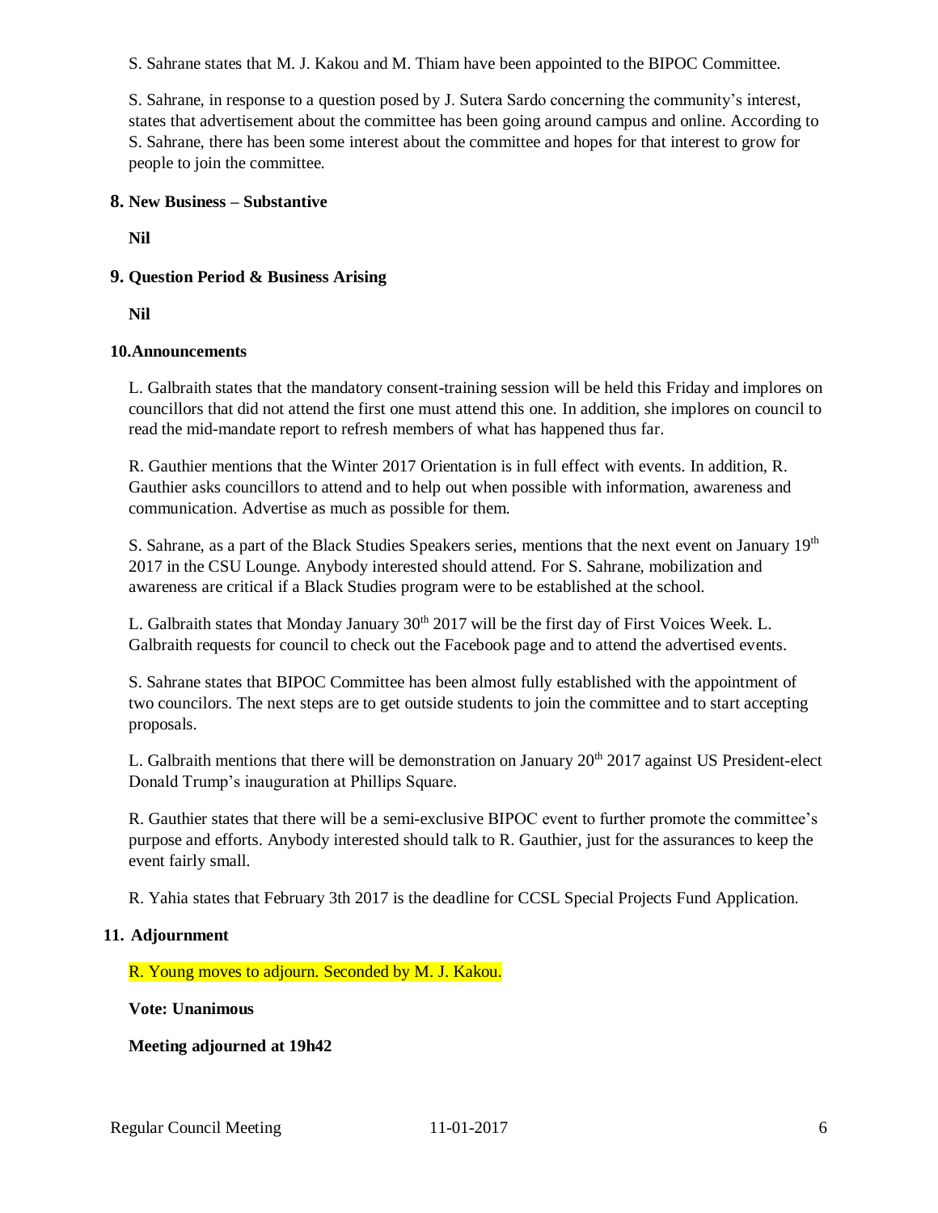S. Sahrane states that M. J. Kakou and M. Thiam have been appointed to the BIPOC Committee.

S. Sahrane, in response to a question posed by J. Sutera Sardo concerning the community's interest, states that advertisement about the committee has been going around campus and online. According to S. Sahrane, there has been some interest about the committee and hopes for that interest to grow for people to join the committee.

## 8. New Business – Substantive

**Nil**

## 9. Question Period & Business Arising

**Nil**

## 10. Announcements

L. Galbraith states that the mandatory consent-training session will be held this Friday and implores on councillors that did not attend the first one must attend this one. In addition, she implores on council to read the mid-mandate report to refresh members of what has happened thus far.

R. Gauthier mentions that the Winter 2017 Orientation is in full effect with events. In addition, R. Gauthier asks councillors to attend and to help out when possible with information, awareness and communication. Advertise as much as possible for them.

S. Sahrane, as a part of the Black Studies Speakers series, mentions that the next event on January 19th 2017 in the CSU Lounge. Anybody interested should attend. For S. Sahrane, mobilization and awareness are critical if a Black Studies program were to be established at the school.

L. Galbraith states that Monday January 30th 2017 will be the first day of First Voices Week. L. Galbraith requests for council to check out the Facebook page and to attend the advertised events.

S. Sahrane states that BIPOC Committee has been almost fully established with the appointment of two councilors. The next steps are to get outside students to join the committee and to start accepting proposals.

L. Galbraith mentions that there will be demonstration on January 20th 2017 against US President-elect Donald Trump's inauguration at Phillips Square.

R. Gauthier states that there will be a semi-exclusive BIPOC event to further promote the committee's purpose and efforts. Anybody interested should talk to R. Gauthier, just for the assurances to keep the event fairly small.

R. Yahia states that February 3th 2017 is the deadline for CCSL Special Projects Fund Application.

## 11. Adjournment

R. Young moves to adjourn. Seconded by M. J. Kakou.

**Vote: Unanimous**

**Meeting adjourned at 19h42**